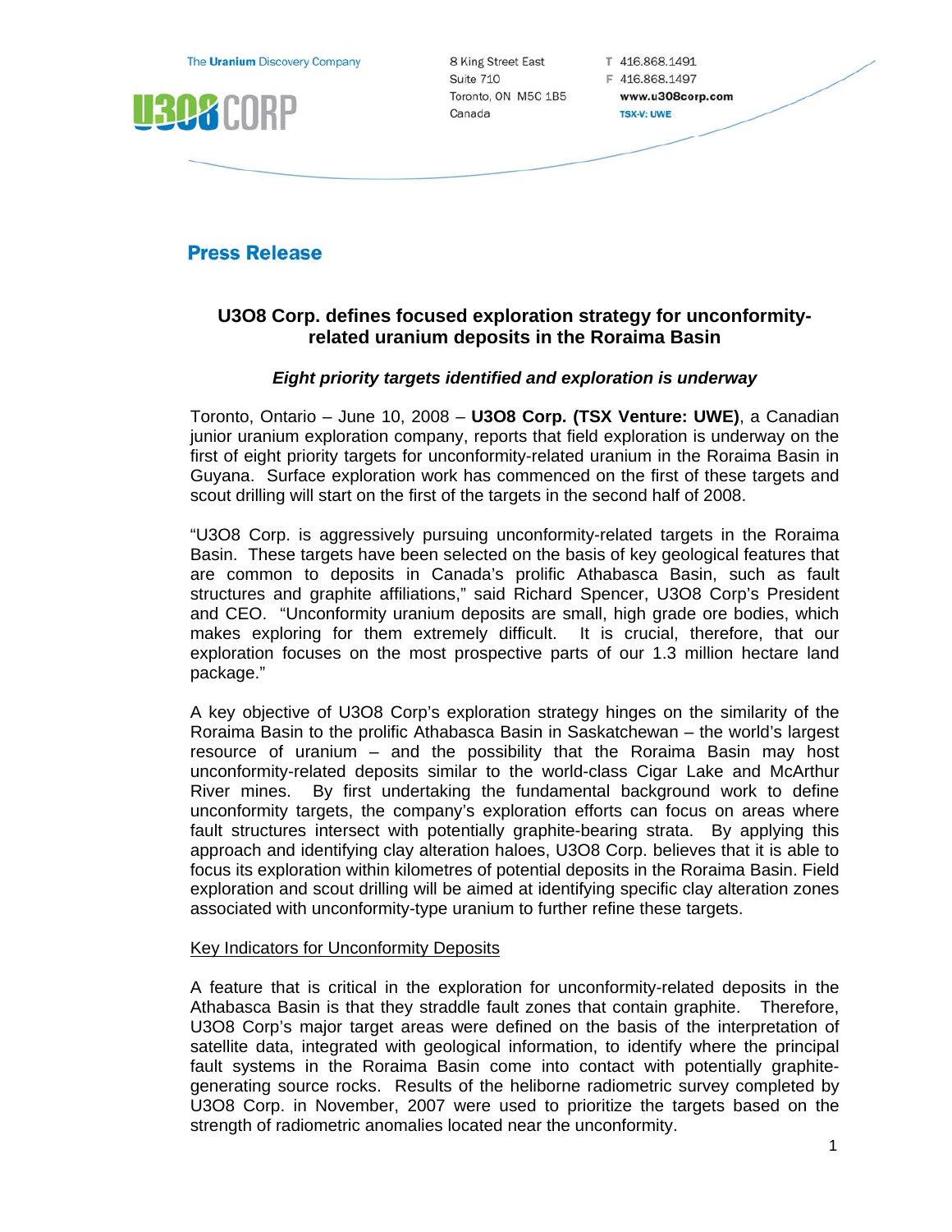The Uranium Discovery Company

U3O8 CORP

8 King Street East
Suite 710
Toronto, ON M5C 1B5
Canada

T 416.868.1491
F 416.868.1497
www.u3o8corp.com
TSX-V: UWE

# Press Release

## U3O8 Corp. defines focused exploration strategy for unconformity-related uranium deposits in the Roraima Basin

***Eight priority targets identified and exploration is underway***

Toronto, Ontario – June 10, 2008 – **U3O8 Corp. (TSX Venture: UWE)**, a Canadian junior uranium exploration company, reports that field exploration is underway on the first of eight priority targets for unconformity-related uranium in the Roraima Basin in Guyana. Surface exploration work has commenced on the first of these targets and scout drilling will start on the first of the targets in the second half of 2008.

"U3O8 Corp. is aggressively pursuing unconformity-related targets in the Roraima Basin. These targets have been selected on the basis of key geological features that are common to deposits in Canada's prolific Athabasca Basin, such as fault structures and graphite affiliations," said Richard Spencer, U3O8 Corp's President and CEO. "Unconformity uranium deposits are small, high grade ore bodies, which makes exploring for them extremely difficult. It is crucial, therefore, that our exploration focuses on the most prospective parts of our 1.3 million hectare land package."

A key objective of U3O8 Corp's exploration strategy hinges on the similarity of the Roraima Basin to the prolific Athabasca Basin in Saskatchewan – the world's largest resource of uranium – and the possibility that the Roraima Basin may host unconformity-related deposits similar to the world-class Cigar Lake and McArthur River mines. By first undertaking the fundamental background work to define unconformity targets, the company's exploration efforts can focus on areas where fault structures intersect with potentially graphite-bearing strata. By applying this approach and identifying clay alteration haloes, U3O8 Corp. believes that it is able to focus its exploration within kilometres of potential deposits in the Roraima Basin. Field exploration and scout drilling will be aimed at identifying specific clay alteration zones associated with unconformity-type uranium to further refine these targets.

### Key Indicators for Unconformity Deposits

A feature that is critical in the exploration for unconformity-related deposits in the Athabasca Basin is that they straddle fault zones that contain graphite. Therefore, U3O8 Corp's major target areas were defined on the basis of the interpretation of satellite data, integrated with geological information, to identify where the principal fault systems in the Roraima Basin come into contact with potentially graphite-generating source rocks. Results of the heliborne radiometric survey completed by U3O8 Corp. in November, 2007 were used to prioritize the targets based on the strength of radiometric anomalies located near the unconformity.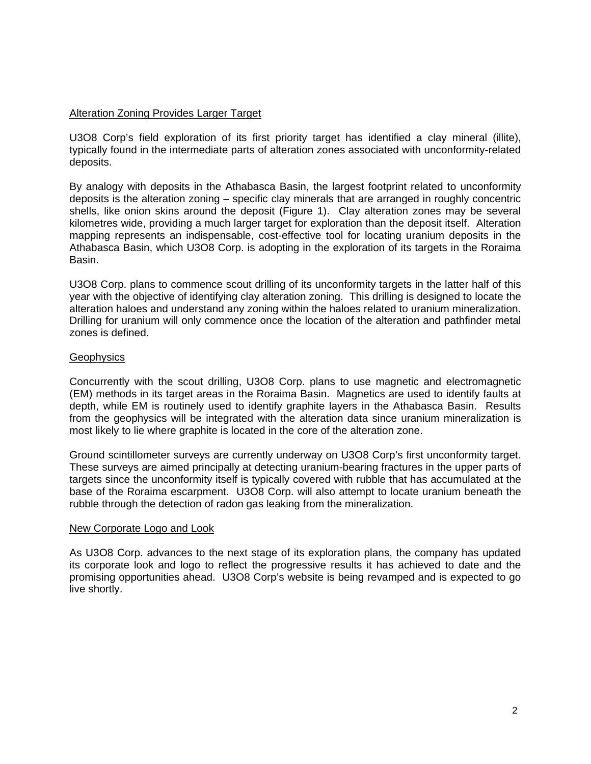Alteration Zoning Provides Larger Target

U3O8 Corp's field exploration of its first priority target has identified a clay mineral (illite), typically found in the intermediate parts of alteration zones associated with unconformity-related deposits.

By analogy with deposits in the Athabasca Basin, the largest footprint related to unconformity deposits is the alteration zoning – specific clay minerals that are arranged in roughly concentric shells, like onion skins around the deposit (Figure 1). Clay alteration zones may be several kilometres wide, providing a much larger target for exploration than the deposit itself. Alteration mapping represents an indispensable, cost-effective tool for locating uranium deposits in the Athabasca Basin, which U3O8 Corp. is adopting in the exploration of its targets in the Roraima Basin.

U3O8 Corp. plans to commence scout drilling of its unconformity targets in the latter half of this year with the objective of identifying clay alteration zoning. This drilling is designed to locate the alteration haloes and understand any zoning within the haloes related to uranium mineralization. Drilling for uranium will only commence once the location of the alteration and pathfinder metal zones is defined.

Geophysics

Concurrently with the scout drilling, U3O8 Corp. plans to use magnetic and electromagnetic (EM) methods in its target areas in the Roraima Basin. Magnetics are used to identify faults at depth, while EM is routinely used to identify graphite layers in the Athabasca Basin. Results from the geophysics will be integrated with the alteration data since uranium mineralization is most likely to lie where graphite is located in the core of the alteration zone.

Ground scintillometer surveys are currently underway on U3O8 Corp's first unconformity target. These surveys are aimed principally at detecting uranium-bearing fractures in the upper parts of targets since the unconformity itself is typically covered with rubble that has accumulated at the base of the Roraima escarpment. U3O8 Corp. will also attempt to locate uranium beneath the rubble through the detection of radon gas leaking from the mineralization.

New Corporate Logo and Look

As U3O8 Corp. advances to the next stage of its exploration plans, the company has updated its corporate look and logo to reflect the progressive results it has achieved to date and the promising opportunities ahead. U3O8 Corp's website is being revamped and is expected to go live shortly.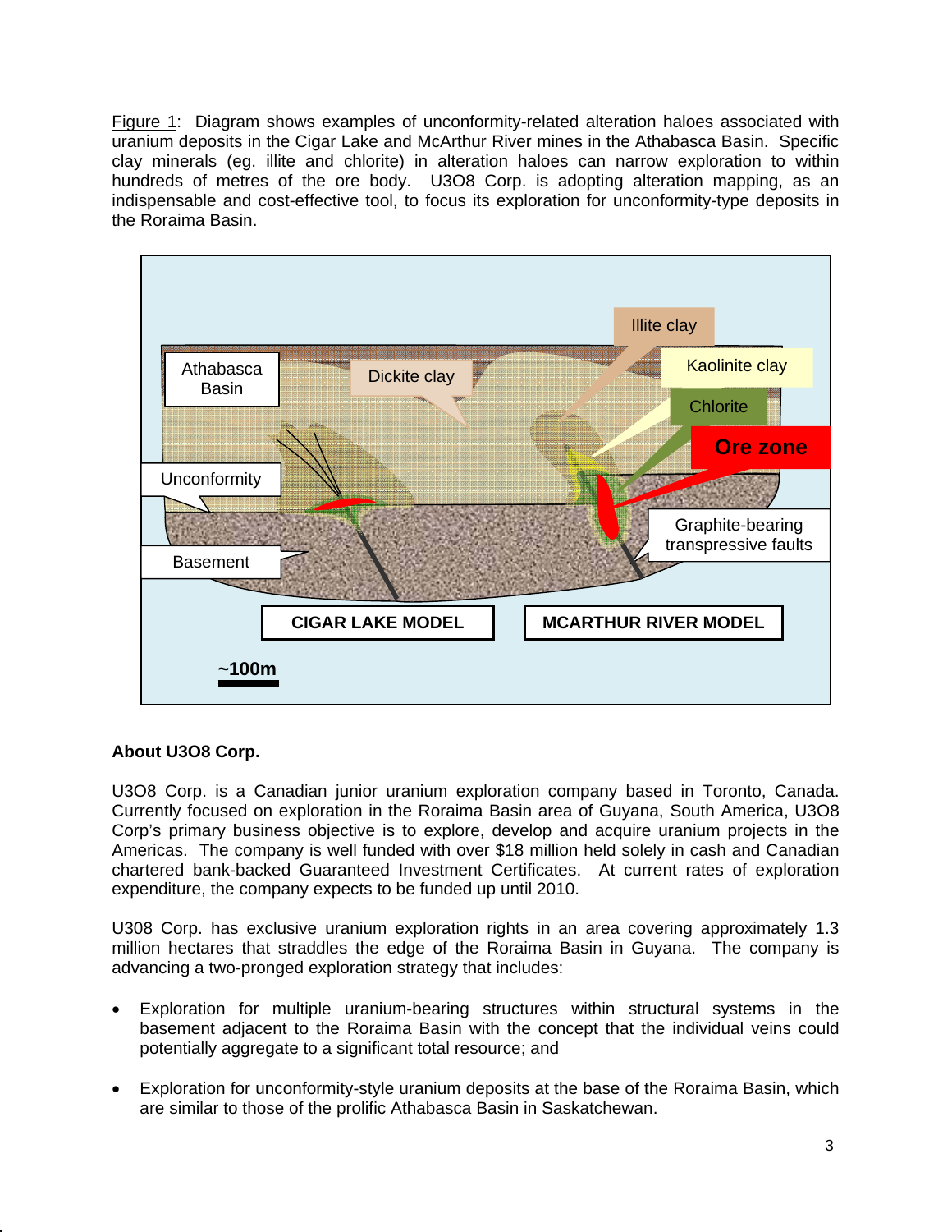Figure 1: Diagram shows examples of unconformity-related alteration haloes associated with uranium deposits in the Cigar Lake and McArthur River mines in the Athabasca Basin. Specific clay minerals (eg. illite and chlorite) in alteration haloes can narrow exploration to within hundreds of metres of the ore body. U3O8 Corp. is adopting alteration mapping, as an indispensable and cost-effective tool, to focus its exploration for unconformity-type deposits in the Roraima Basin.

**About U3O8 Corp.**

U3O8 Corp. is a Canadian junior uranium exploration company based in Toronto, Canada. Currently focused on exploration in the Roraima Basin area of Guyana, South America, U3O8 Corp's primary business objective is to explore, develop and acquire uranium projects in the Americas. The company is well funded with over $18 million held solely in cash and Canadian chartered bank-backed Guaranteed Investment Certificates. At current rates of exploration expenditure, the company expects to be funded up until 2010.

U308 Corp. has exclusive uranium exploration rights in an area covering approximately 1.3 million hectares that straddles the edge of the Roraima Basin in Guyana. The company is advancing a two-pronged exploration strategy that includes:

- Exploration for multiple uranium-bearing structures within structural systems in the basement adjacent to the Roraima Basin with the concept that the individual veins could potentially aggregate to a significant total resource; and
- Exploration for unconformity-style uranium deposits at the base of the Roraima Basin, which are similar to those of the prolific Athabasca Basin in Saskatchewan.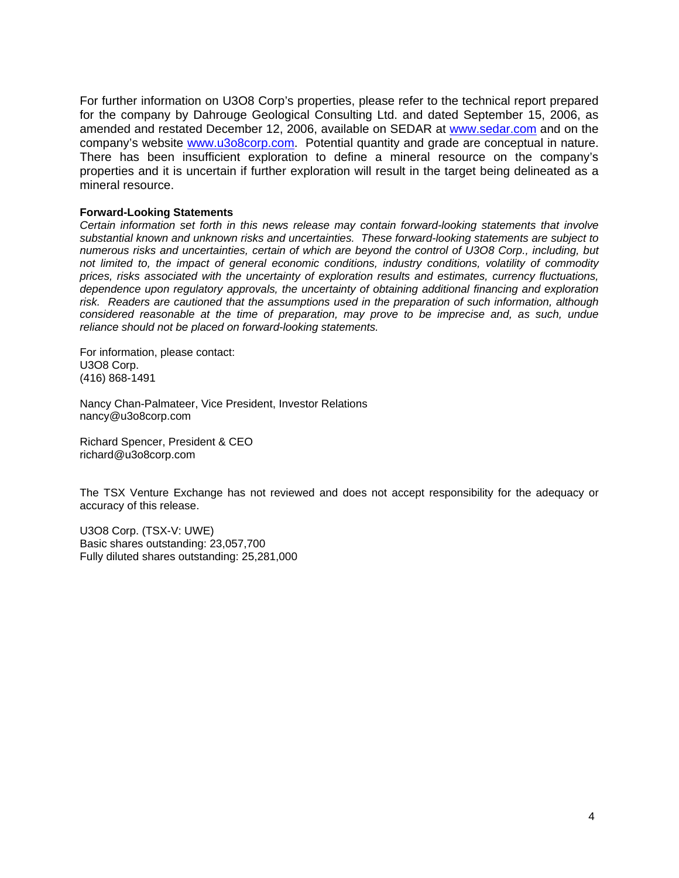For further information on U3O8 Corp's properties, please refer to the technical report prepared for the company by Dahrouge Geological Consulting Ltd. and dated September 15, 2006, as amended and restated December 12, 2006, available on SEDAR at www.sedar.com and on the company's website www.u3o8corp.com. Potential quantity and grade are conceptual in nature. There has been insufficient exploration to define a mineral resource on the company's properties and it is uncertain if further exploration will result in the target being delineated as a mineral resource.

**Forward-Looking Statements**

*Certain information set forth in this news release may contain forward-looking statements that involve substantial known and unknown risks and uncertainties. These forward-looking statements are subject to numerous risks and uncertainties, certain of which are beyond the control of U3O8 Corp., including, but not limited to, the impact of general economic conditions, industry conditions, volatility of commodity prices, risks associated with the uncertainty of exploration results and estimates, currency fluctuations, dependence upon regulatory approvals, the uncertainty of obtaining additional financing and exploration risk. Readers are cautioned that the assumptions used in the preparation of such information, although considered reasonable at the time of preparation, may prove to be imprecise and, as such, undue reliance should not be placed on forward-looking statements.*

For information, please contact:
U3O8 Corp.
(416) 868-1491

Nancy Chan-Palmateer, Vice President, Investor Relations
nancy@u3o8corp.com

Richard Spencer, President & CEO
richard@u3o8corp.com

The TSX Venture Exchange has not reviewed and does not accept responsibility for the adequacy or accuracy of this release.

U3O8 Corp. (TSX-V: UWE)
Basic shares outstanding: 23,057,700
Fully diluted shares outstanding: 25,281,000